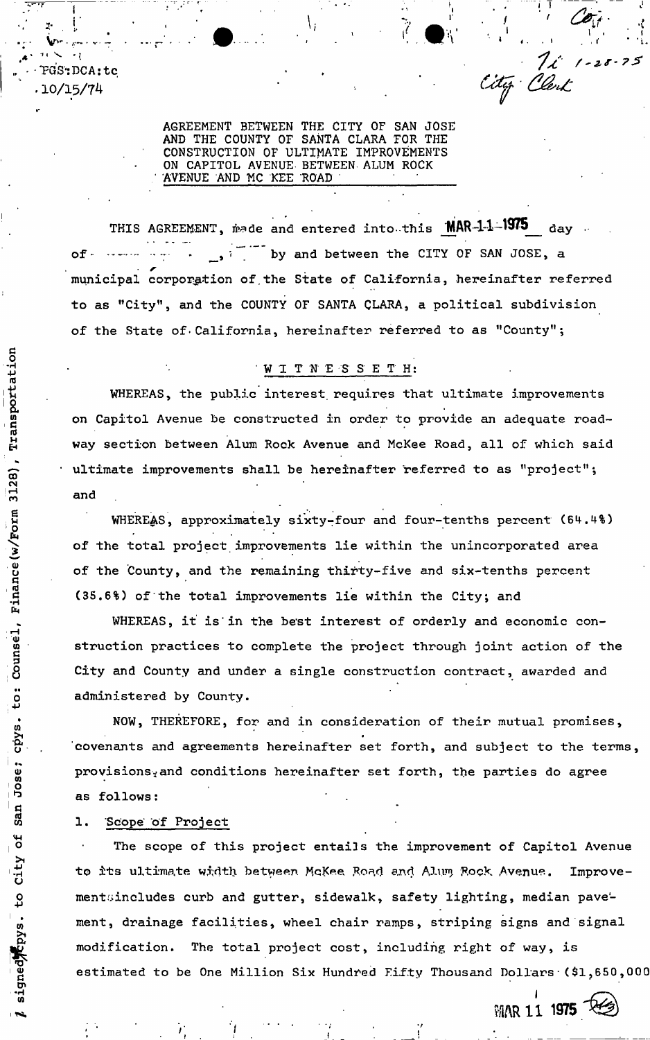FGS:DCA:tc
10/15/74

7i 1-28-75
City Clerk

AGREEMENT BETWEEN THE CITY OF SAN JOSE AND THE COUNTY OF SANTA CLARA FOR THE CONSTRUCTION OF ULTIMATE IMPROVEMENTS ON CAPITOL AVENUE BETWEEN ALUM ROCK AVENUE AND MC KEE ROAD

THIS AGREEMENT, made and entered into this MAR 11 1975 day of _______, by and between the CITY OF SAN JOSE, a municipal corporation of the State of California, hereinafter referred to as "City", and the COUNTY OF SANTA CLARA, a political subdivision of the State of California, hereinafter referred to as "County";

W I T N E S S E T H:

WHEREAS, the public interest requires that ultimate improvements on Capitol Avenue be constructed in order to provide an adequate roadway section between Alum Rock Avenue and McKee Road, all of which said ultimate improvements shall be hereinafter referred to as "project"; and

WHEREAS, approximately sixty-four and four-tenths percent (64.4%) of the total project improvements lie within the unincorporated area of the County, and the remaining thirty-five and six-tenths percent (35.6%) of the total improvements lie within the City; and

WHEREAS, it is in the best interest of orderly and economic construction practices to complete the project through joint action of the City and County and under a single construction contract, awarded and administered by County.

NOW, THEREFORE, for and in consideration of their mutual promises, covenants and agreements hereinafter set forth, and subject to the terms, provisions, and conditions hereinafter set forth, the parties do agree as follows:

1. Scope of Project

The scope of this project entails the improvement of Capitol Avenue to its ultimate width between McKee Road and Alum Rock Avenue. Improvements includes curb and gutter, sidewalk, safety lighting, median pavement, drainage facilities, wheel chair ramps, striping signs and signal modification. The total project cost, including right of way, is estimated to be One Million Six Hundred Fifty Thousand Dollars ($1,650,000

7 signed cpys. to City of San Jose; cpys. to: Counsel, Finance (w/Form 3128), Transportation

MAR 11 1975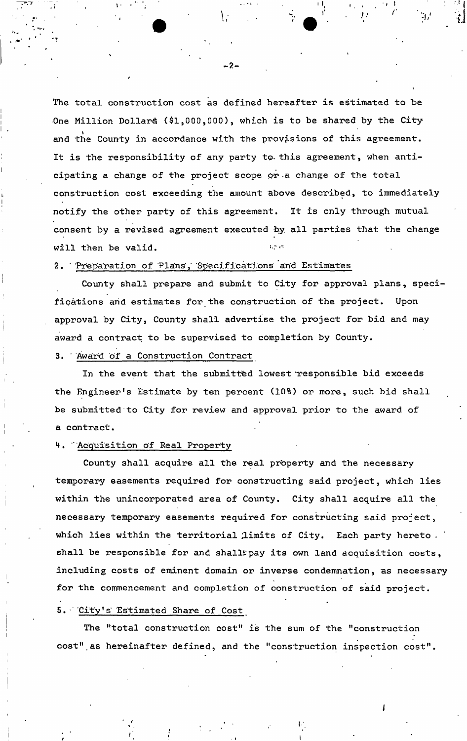The total construction cost as defined hereafter is estimated to be One Million Dollars ($1,000,000), which is to be shared by the City and the County in accordance with the provisions of this agreement. It is the responsibility of any party to this agreement, when anticipating a change of the project scope or a change of the total construction cost exceeding the amount above described, to immediately notify the other party of this agreement. It is only through mutual consent by a revised agreement executed by all parties that the change will then be valid.

2. Preparation of Plans, Specifications and Estimates

County shall prepare and submit to City for approval plans, specifications and estimates for the construction of the project. Upon approval by City, County shall advertise the project for bid and may award a contract to be supervised to completion by County.

3. Award of a Construction Contract

In the event that the submitted lowest responsible bid exceeds the Engineer's Estimate by ten percent (10%) or more, such bid shall be submitted to City for review and approval prior to the award of a contract.

4. Acquisition of Real Property

County shall acquire all the real property and the necessary temporary easements required for constructing said project, which lies within the unincorporated area of County. City shall acquire all the necessary temporary easements required for constructing said project, which lies within the territorial limits of City. Each party hereto shall be responsible for and shall pay its own land acquisition costs, including costs of eminent domain or inverse condemnation, as necessary for the commencement and completion of construction of said project.

5. City's Estimated Share of Cost

The "total construction cost" is the sum of the "construction cost" as hereinafter defined, and the "construction inspection cost".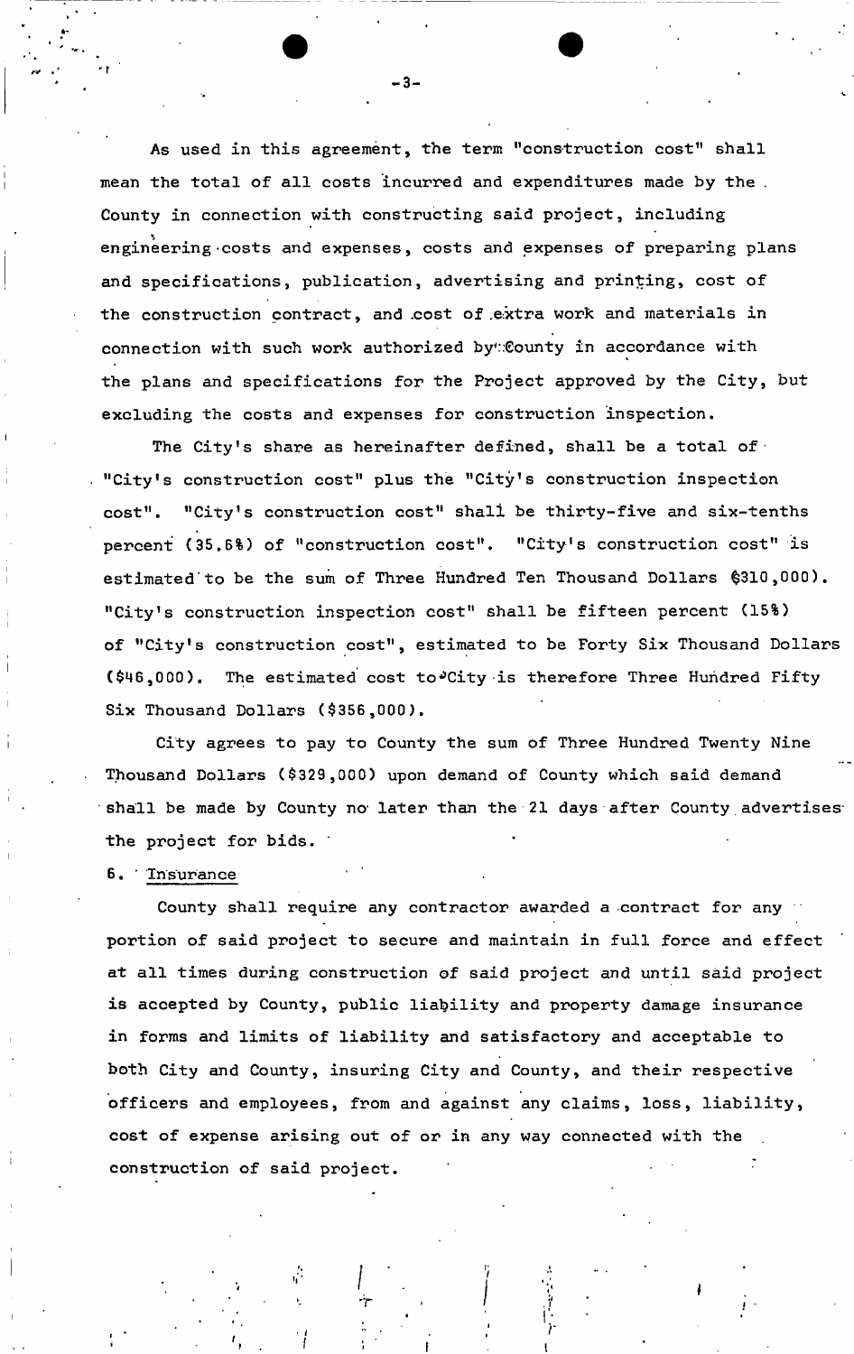As used in this agreement, the term "construction cost" shall mean the total of all costs incurred and expenditures made by the County in connection with constructing said project, including engineering costs and expenses, costs and expenses of preparing plans and specifications, publication, advertising and printing, cost of the construction contract, and cost of extra work and materials in connection with such work authorized by County in accordance with the plans and specifications for the Project approved by the City, but excluding the costs and expenses for construction inspection.

The City's share as hereinafter defined, shall be a total of "City's construction cost" plus the "City's construction inspection cost". "City's construction cost" shall be thirty-five and six-tenths percent (35.6%) of "construction cost". "City's construction cost" is estimated to be the sum of Three Hundred Ten Thousand Dollars ($310,000). "City's construction inspection cost" shall be fifteen percent (15%) of "City's construction cost", estimated to be Forty Six Thousand Dollars ($46,000). The estimated cost to City is therefore Three Hundred Fifty Six Thousand Dollars ($356,000).

City agrees to pay to County the sum of Three Hundred Twenty Nine Thousand Dollars ($329,000) upon demand of County which said demand shall be made by County no later than the 21 days after County advertises the project for bids.

6. Insurance

County shall require any contractor awarded a contract for any portion of said project to secure and maintain in full force and effect at all times during construction of said project and until said project is accepted by County, public liability and property damage insurance in forms and limits of liability and satisfactory and acceptable to both City and County, insuring City and County, and their respective officers and employees, from and against any claims, loss, liability, cost of expense arising out of or in any way connected with the construction of said project.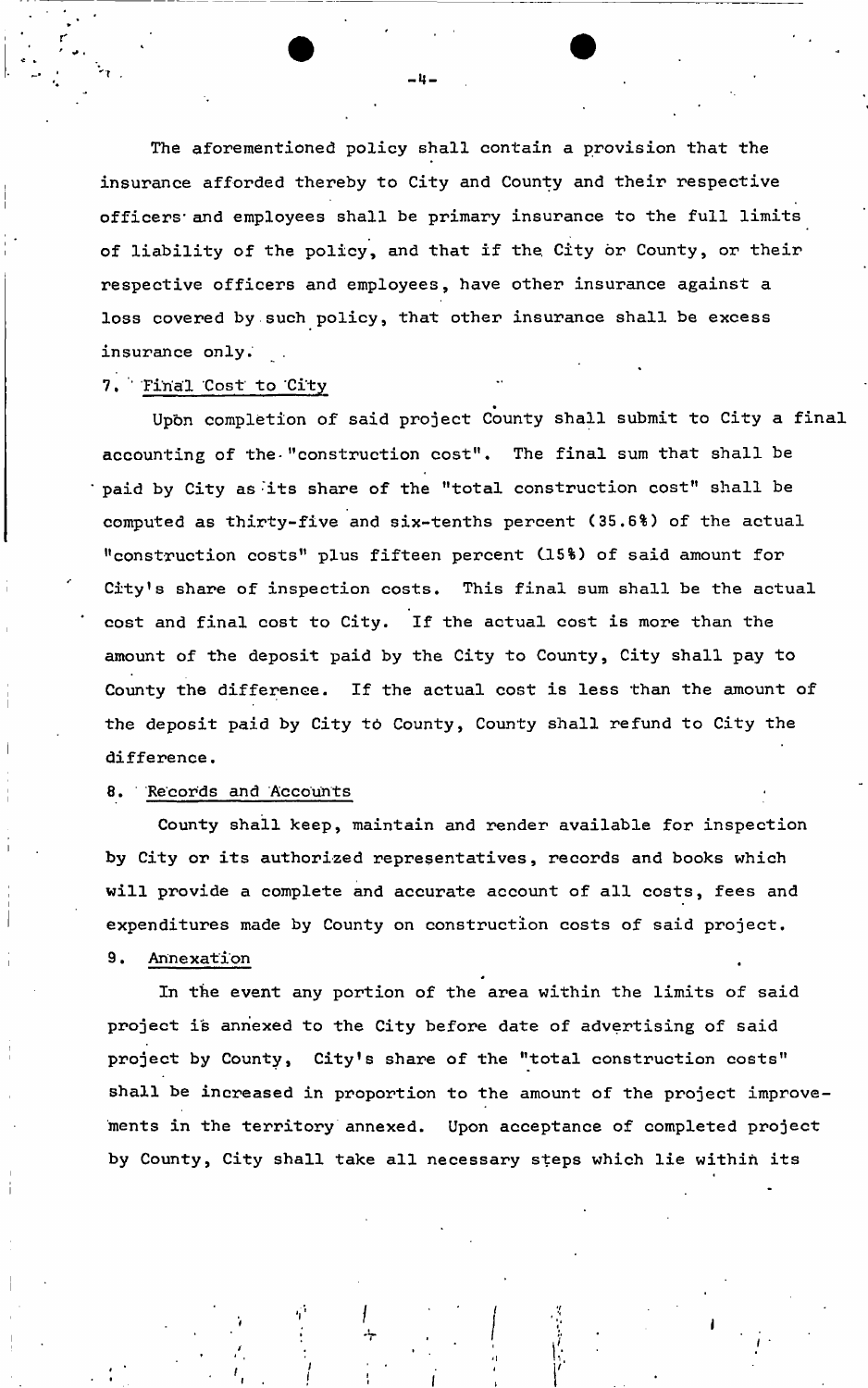The aforementioned policy shall contain a provision that the insurance afforded thereby to City and County and their respective officers and employees shall be primary insurance to the full limits of liability of the policy, and that if the City or County, or their respective officers and employees, have other insurance against a loss covered by such policy, that other insurance shall be excess insurance only.

7. Final Cost to City

Upon completion of said project County shall submit to City a final accounting of the "construction cost". The final sum that shall be paid by City as its share of the "total construction cost" shall be computed as thirty-five and six-tenths percent (35.6%) of the actual "construction costs" plus fifteen percent (15%) of said amount for City's share of inspection costs. This final sum shall be the actual cost and final cost to City. If the actual cost is more than the amount of the deposit paid by the City to County, City shall pay to County the difference. If the actual cost is less than the amount of the deposit paid by City to County, County shall refund to City the difference.

8. Records and Accounts

County shall keep, maintain and render available for inspection by City or its authorized representatives, records and books which will provide a complete and accurate account of all costs, fees and expenditures made by County on construction costs of said project.

9. Annexation

In the event any portion of the area within the limits of said project is annexed to the City before date of advertising of said project by County, City's share of the "total construction costs" shall be increased in proportion to the amount of the project improvements in the territory annexed. Upon acceptance of completed project by County, City shall take all necessary steps which lie within its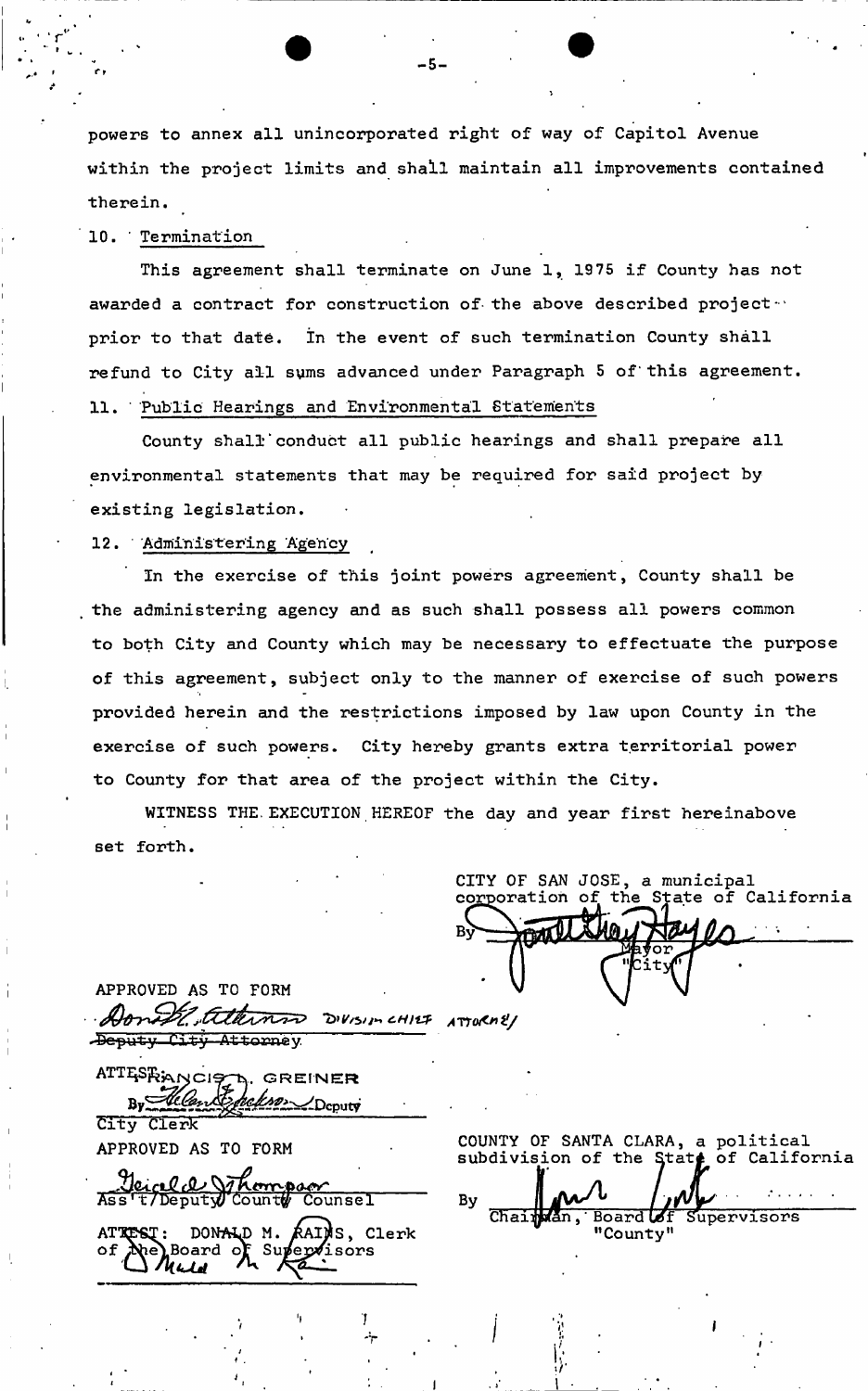powers to annex all unincorporated right of way of Capitol Avenue within the project limits and shall maintain all improvements contained therein.

10. Termination

This agreement shall terminate on June 1, 1975 if County has not awarded a contract for construction of the above described project prior to that date. In the event of such termination County shall refund to City all sums advanced under Paragraph 5 of this agreement.

11. Public Hearings and Environmental Statements

County shall conduct all public hearings and shall prepare all environmental statements that may be required for said project by existing legislation.

12. Administering Agency

In the exercise of this joint powers agreement, County shall be the administering agency and as such shall possess all powers common to both City and County which may be necessary to effectuate the purpose of this agreement, subject only to the manner of exercise of such powers provided herein and the restrictions imposed by law upon County in the exercise of such powers. City hereby grants extra territorial power to County for that area of the project within the City.

WITNESS THE EXECUTION HEREOF the day and year first hereinabove set forth.

CITY OF SAN JOSE, a municipal corporation of the State of California

By _[signature]_
Mayor
"City"

APPROVED AS TO FORM

_[signature]_ Division Chief Attorney
~~Deputy City Attorney~~

ATTEST: FRANCIS D. GREINER
By _[signature]_ Deputy
City Clerk

APPROVED AS TO FORM

_[signature]_
Ass't/Deputy County Counsel

ATTEST: DONALD M. RAINS, Clerk
of the Board of Supervisors
_[signature]_

COUNTY OF SANTA CLARA, a political subdivision of the State of California

By _[signature]_
Chairman, Board of Supervisors
"County"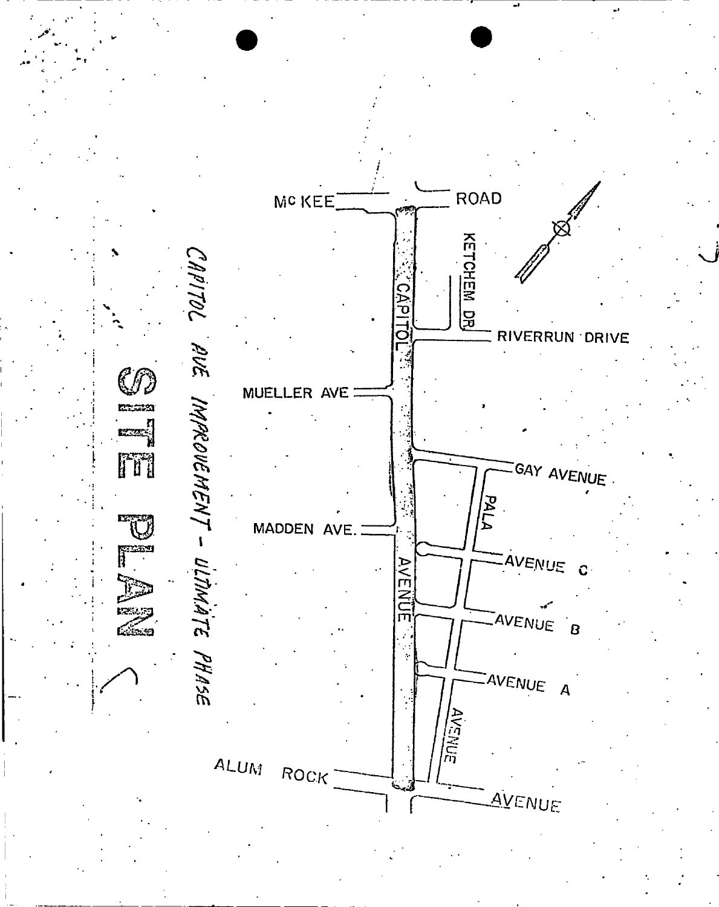# SITE PLAN

*CAPITOL AVE IMPROVEMENT – ULTIMATE PHASE*

McKEE ROAD

KETCHEM DR.

RIVERRUN DRIVE

CAPITOL

MUELLER AVE

GAY AVENUE

PALA

MADDEN AVE.

AVENUE C

AVENUE

AVENUE B

AVENUE A

AVENUE

ALUM ROCK AVENUE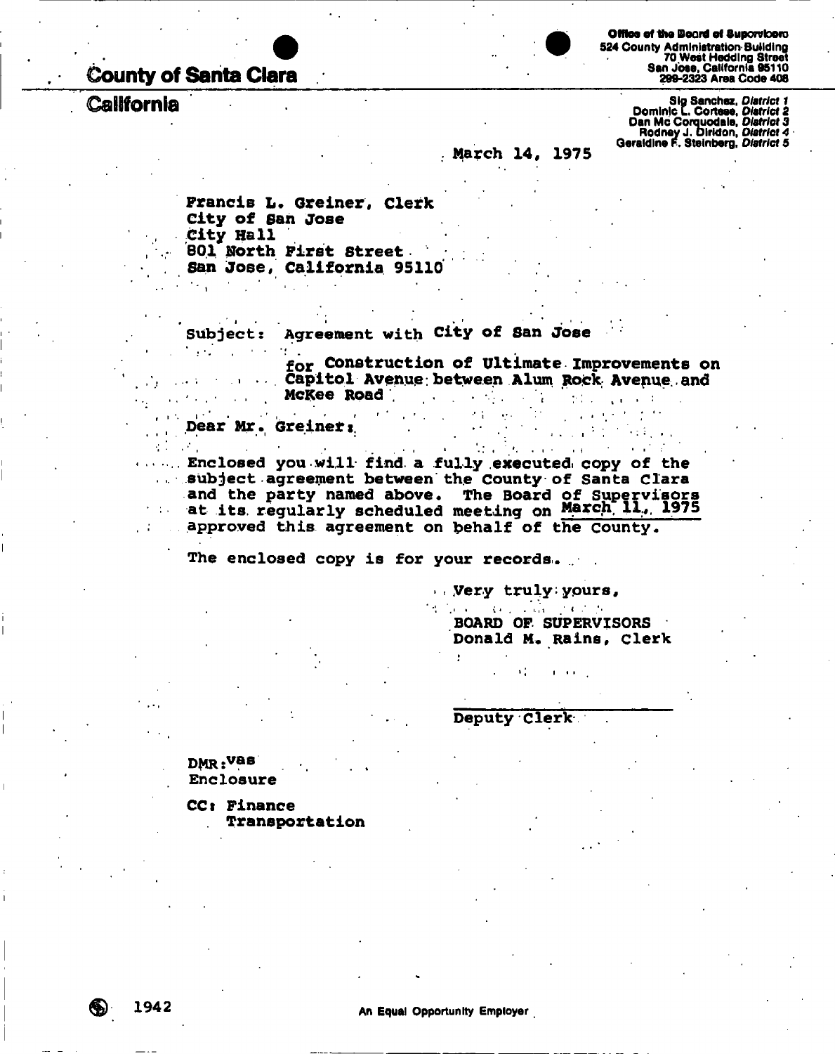**County of Santa Clara**

**California**

Office of the Board of Supervisors
524 County Administration Building
70 West Hedding Street
San Jose, California 95110
299-2323 Area Code 408

Sig Sanchez, *District 1*
Dominic L. Cortese, *District 2*
Dan Mc Corquodale, *District 3*
Rodney J. Diridon, *District 4*
Geraldine F. Steinberg, *District 5*

March 14, 1975

Francis L. Greiner, Clerk
City of San Jose
City Hall
801 North First Street
San Jose, California 95110

Subject: Agreement with City of San Jose
for Construction of Ultimate Improvements on Capitol Avenue between Alum Rock Avenue and McKee Road

Dear Mr. Greiner:

Enclosed you will find a fully executed copy of the subject agreement between the County of Santa Clara and the party named above. The Board of Supervisors at its regularly scheduled meeting on March 11, 1975 approved this agreement on behalf of the County.

The enclosed copy is for your records.

Very truly yours,

BOARD OF SUPERVISORS
Donald M. Rains, Clerk

Deputy Clerk

DMR:vas
Enclosure

CC: Finance
Transportation

1942

An Equal Opportunity Employer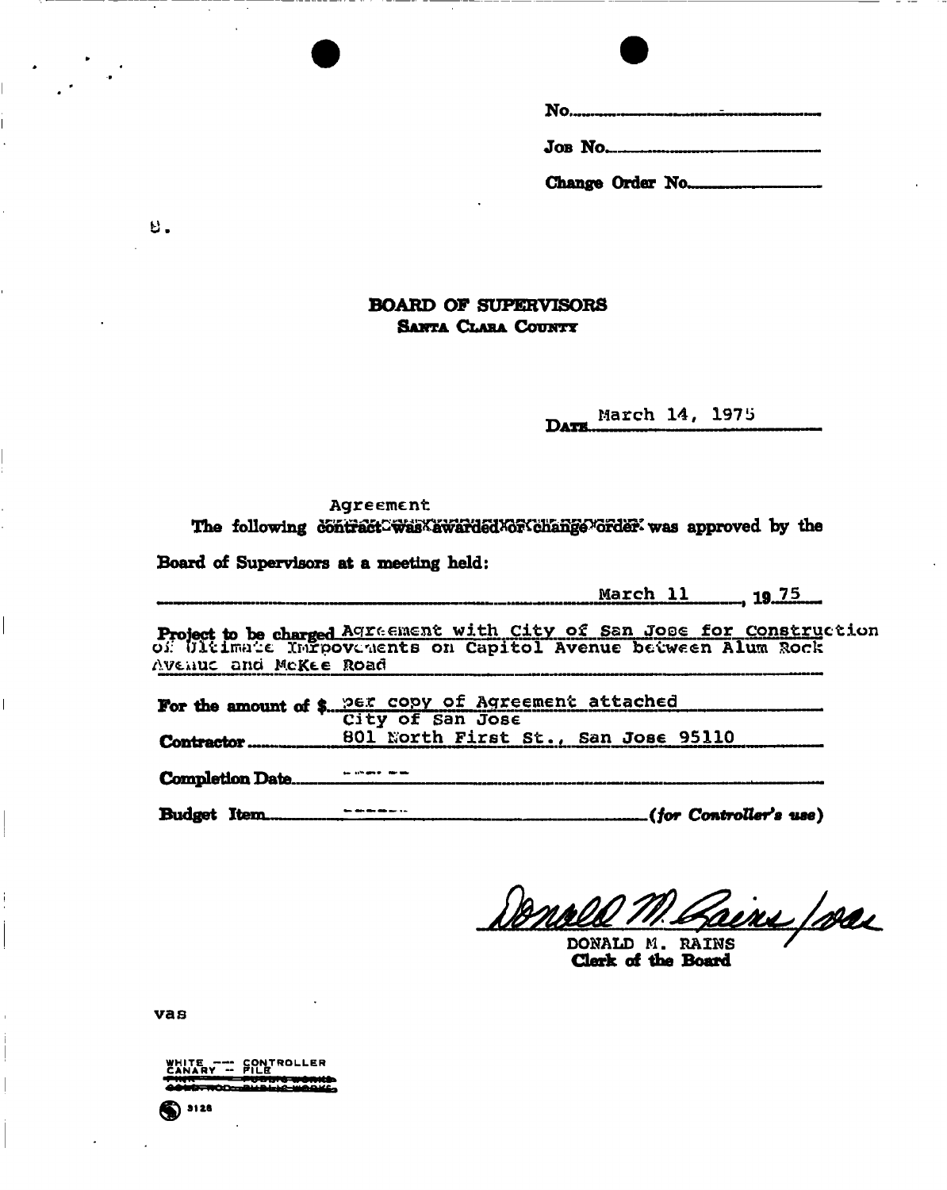No.

Job No.

Change Order No.

8.

# BOARD OF SUPERVISORS
## Santa Clara County

Date March 14, 1975

The following Agreement was approved by the Board of Supervisors at a meeting held:

March 11, 1975

Project to be charged Agreement with City of San Jose for Construction of Ultimate Improvements on Capitol Avenue between Alum Rock Avenue and McKee Road

For the amount of $ per copy of Agreement attached

Contractor City of San Jose
801 North First St., San Jose 95110

Completion Date ------

Budget Item ------ *(for Controller's use)*

Donald M. Rains /vas

DONALD M. RAINS
**Clerk of the Board**

vas

WHITE --- CONTROLLER
CANARY -- FILE
~~PINK --- PUBLIC WORKS~~
~~GOLDENROD - PUBLIC WORKS~~

3128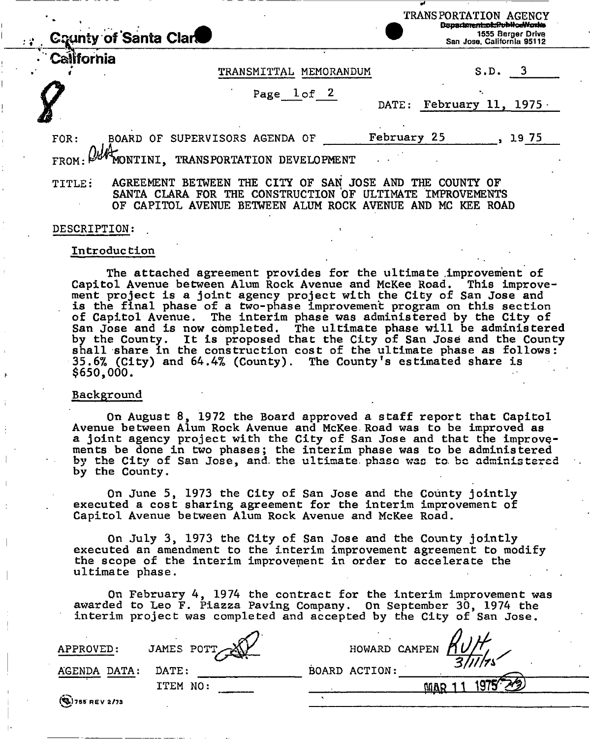County of Santa Clara

California

TRANSPORTATION AGENCY
Department of Public Works
1555 Berger Drive
San Jose, California 95112

8

TRANSMITTAL MEMORANDUM

S.D. 3

Page 1 of 2

DATE: February 11, 1975

FOR: BOARD OF SUPERVISORS AGENDA OF February 25, 1975

FROM: MONTINI, TRANSPORTATION DEVELOPMENT

TITLE: AGREEMENT BETWEEN THE CITY OF SAN JOSE AND THE COUNTY OF SANTA CLARA FOR THE CONSTRUCTION OF ULTIMATE IMPROVEMENTS OF CAPITOL AVENUE BETWEEN ALUM ROCK AVENUE AND MC KEE ROAD

DESCRIPTION:

Introduction

The attached agreement provides for the ultimate improvement of Capitol Avenue between Alum Rock Avenue and McKee Road. This improvement project is a joint agency project with the City of San Jose and is the final phase of a two-phase improvement program on this section of Capitol Avenue. The interim phase was administered by the City of San Jose and is now completed. The ultimate phase will be administered by the County. It is proposed that the City of San Jose and the County shall share in the construction cost of the ultimate phase as follows: 35.6% (City) and 64.4% (County). The County's estimated share is $650,000.

Background

On August 8, 1972 the Board approved a staff report that Capitol Avenue between Alum Rock Avenue and McKee Road was to be improved as a joint agency project with the City of San Jose and that the improvements be done in two phases; the interim phase was to be administered by the City of San Jose, and the ultimate phase was to be administered by the County.

On June 5, 1973 the City of San Jose and the County jointly executed a cost sharing agreement for the interim improvement of Capitol Avenue between Alum Rock Avenue and McKee Road.

On July 3, 1973 the City of San Jose and the County jointly executed an amendment to the interim improvement agreement to modify the scope of the interim improvement in order to accelerate the ultimate phase.

On February 4, 1974 the contract for the interim improvement was awarded to Leo F. Piazza Paving Company. On September 30, 1974 the interim project was completed and accepted by the City of San Jose.

APPROVED: JAMES POTT &nbsp;&nbsp;&nbsp;&nbsp; HOWARD CAMPEN 3/11/75

AGENDA DATA: DATE: &nbsp;&nbsp;&nbsp;&nbsp; BOARD ACTION:

ITEM NO: &nbsp;&nbsp;&nbsp;&nbsp; MAR 11 1975

755 REV 2/73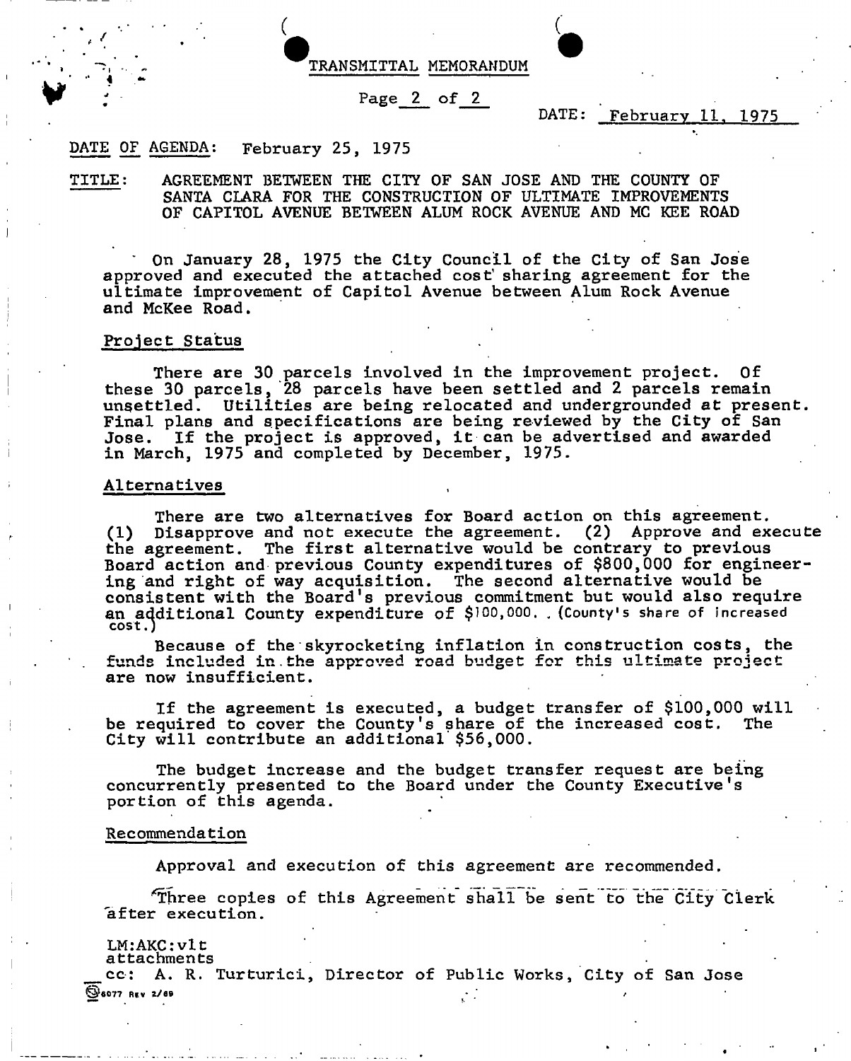# TRANSMITTAL MEMORANDUM

DATE: February 11, 1975

DATE OF AGENDA: February 25, 1975

TITLE: AGREEMENT BETWEEN THE CITY OF SAN JOSE AND THE COUNTY OF SANTA CLARA FOR THE CONSTRUCTION OF ULTIMATE IMPROVEMENTS OF CAPITOL AVENUE BETWEEN ALUM ROCK AVENUE AND MC KEE ROAD

On January 28, 1975 the City Council of the City of San Jose approved and executed the attached cost sharing agreement for the ultimate improvement of Capitol Avenue between Alum Rock Avenue and McKee Road.

## Project Status

There are 30 parcels involved in the improvement project. Of these 30 parcels, 28 parcels have been settled and 2 parcels remain unsettled. Utilities are being relocated and undergrounded at present. Final plans and specifications are being reviewed by the City of San Jose. If the project is approved, it can be advertised and awarded in March, 1975 and completed by December, 1975.

## Alternatives

There are two alternatives for Board action on this agreement. (1) Disapprove and not execute the agreement. (2) Approve and execute the agreement. The first alternative would be contrary to previous Board action and previous County expenditures of $800,000 for engineering and right of way acquisition. The second alternative would be consistent with the Board's previous commitment but would also require an additional County expenditure of $100,000. (County's share of increased cost.)

Because of the skyrocketing inflation in construction costs, the funds included in the approved road budget for this ultimate project are now insufficient.

If the agreement is executed, a budget transfer of $100,000 will be required to cover the County's share of the increased cost. The City will contribute an additional $56,000.

The budget increase and the budget transfer request are being concurrently presented to the Board under the County Executive's portion of this agenda.

## Recommendation

Approval and execution of this agreement are recommended.

Three copies of this Agreement shall be sent to the City Clerk after execution.

LM:AKC:vlt
attachments
cc: A. R. Turturici, Director of Public Works, City of San Jose

6077 REV 2/69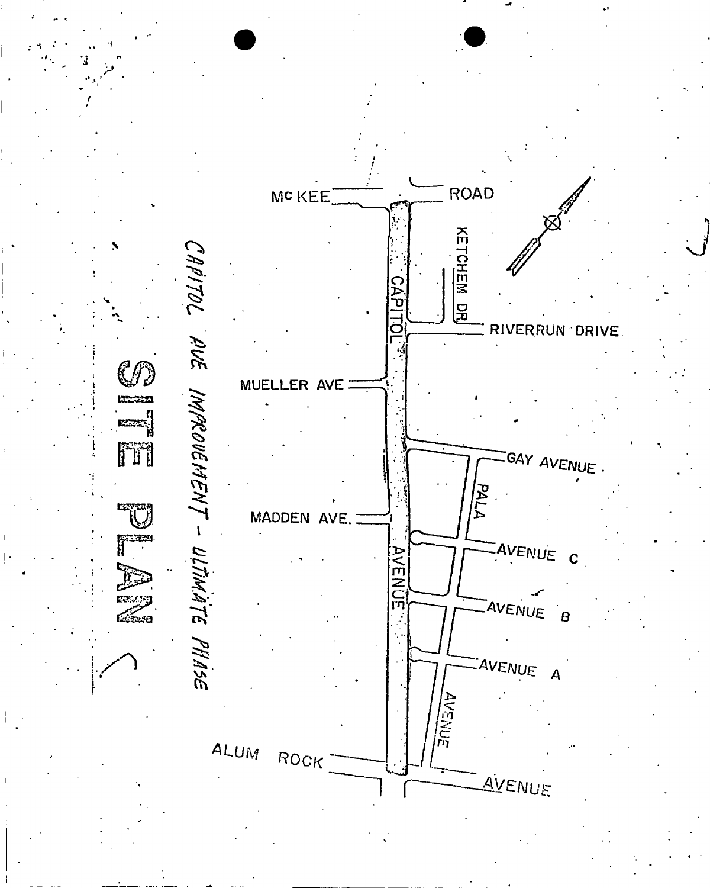# SITE PLAN

CAPITOL AVE IMPROVEMENT - ULTIMATE PHASE

McKEE ROAD

KETCHEM DR.

RIVERRUN DRIVE

CAPITOL AVENUE

MUELLER AVE

GAY AVENUE

PALA AVENUE

MADDEN AVE.

AVENUE C

AVENUE B

AVENUE A

ALUM ROCK AVENUE